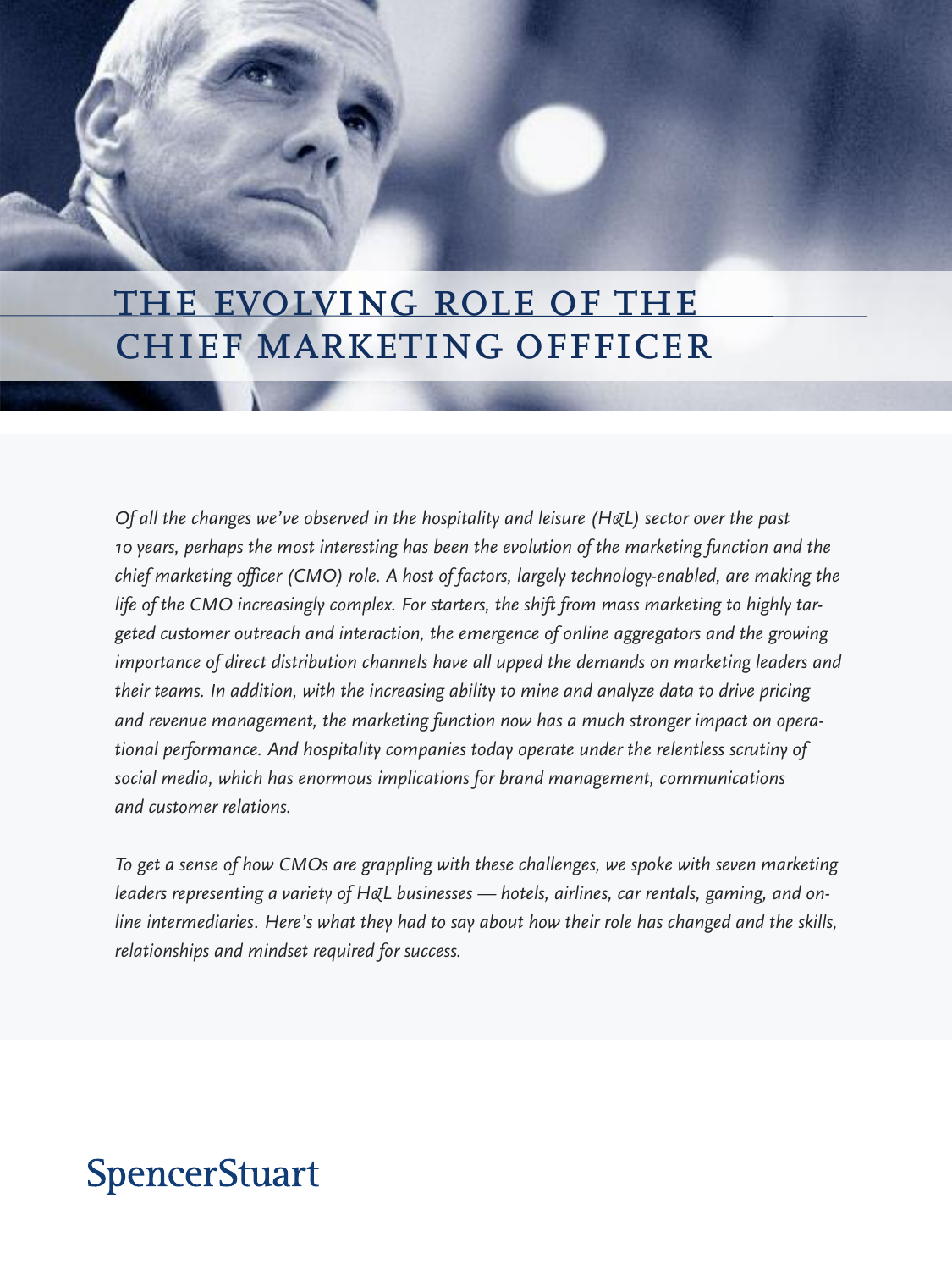# THE EVOLVING ROLE OF THE CHIEF MARKETING OFFICER

*Of all the changes we've observed in the hospitality and leisure (H&L) sector over the past 10 years, perhaps the most interesting has been the evolution of the marketing function and the chief marketing officer (CMO) role. A host of factors, largely technology-enabled, are making the life of the CMO increasingly complex. For starters, the shift from mass marketing to highly targeted customer outreach and interaction, the emergence of online aggregators and the growing importance of direct distribution channels have all upped the demands on marketing leaders and their teams. In addition, with the increasing ability to mine and analyze data to drive pricing and revenue management, the marketing function now has a much stronger impact on operational performance. And hospitality companies today operate under the relentless scrutiny of social media, which has enormous implications for brand management, communications and customer relations.*

*To get a sense of how CMOs are grappling with these challenges, we spoke with seven marketing leaders representing a variety of H&L businesses — hotels, airlines, car rentals, gaming, and online intermediaries. Here's what they had to say about how their role has changed and the skills, relationships and mindset required for success.*

SpencerStuart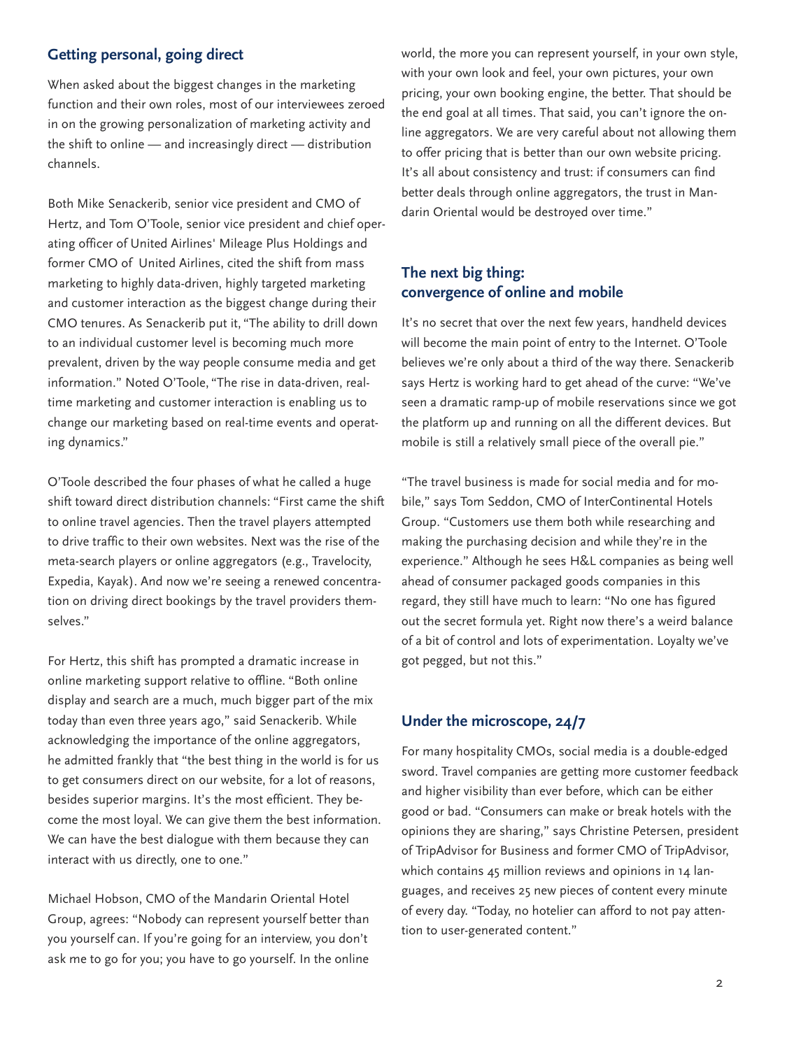## Getting personal, going direct

When asked about the biggest changes in the marketing function and their own roles, most of our interviewees zeroed in on the growing personalization of marketing activity and the shift to online — and increasingly direct — distribution channels.

Both Mike Senackerib, senior vice president and CMO of Hertz, and Tom O'Toole, senior vice president and chief operating officer of United Airlines' Mileage Plus Holdings and former CMO of United Airlines, cited the shift from mass marketing to highly data-driven, highly targeted marketing and customer interaction as the biggest change during their CMO tenures. As Senackerib put it, "The ability to drill down to an individual customer level is becoming much more prevalent, driven by the way people consume media and get information." Noted O'Toole, "The rise in data-driven, real-time marketing and customer interaction is enabling us to change our marketing based on real-time events and operating dynamics."

O'Toole described the four phases of what he called a huge shift toward direct distribution channels: "First came the shift to online travel agencies. Then the travel players attempted to drive traffic to their own websites. Next was the rise of the meta-search players or online aggregators (e.g., Travelocity, Expedia, Kayak). And now we're seeing a renewed concentration on driving direct bookings by the travel providers themselves."

For Hertz, this shift has prompted a dramatic increase in online marketing support relative to offline. "Both online display and search are a much, much bigger part of the mix today than even three years ago," said Senackerib. While acknowledging the importance of the online aggregators, he admitted frankly that "the best thing in the world is for us to get consumers direct on our website, for a lot of reasons, besides superior margins. It's the most efficient. They become the most loyal. We can give them the best information. We can have the best dialogue with them because they can interact with us directly, one to one."

Michael Hobson, CMO of the Mandarin Oriental Hotel Group, agrees: "Nobody can represent yourself better than you yourself can. If you're going for an interview, you don't ask me to go for you; you have to go yourself. In the online world, the more you can represent yourself, in your own style, with your own look and feel, your own pictures, your own pricing, your own booking engine, the better. That should be the end goal at all times. That said, you can't ignore the online aggregators. We are very careful about not allowing them to offer pricing that is better than our own website pricing. It's all about consistency and trust: if consumers can find better deals through online aggregators, the trust in Mandarin Oriental would be destroyed over time."

## The next big thing: convergence of online and mobile

It's no secret that over the next few years, handheld devices will become the main point of entry to the Internet. O'Toole believes we're only about a third of the way there. Senackerib says Hertz is working hard to get ahead of the curve: "We've seen a dramatic ramp-up of mobile reservations since we got the platform up and running on all the different devices. But mobile is still a relatively small piece of the overall pie."

"The travel business is made for social media and for mobile," says Tom Seddon, CMO of InterContinental Hotels Group. "Customers use them both while researching and making the purchasing decision and while they're in the experience." Although he sees H&L companies as being well ahead of consumer packaged goods companies in this regard, they still have much to learn: "No one has figured out the secret formula yet. Right now there's a weird balance of a bit of control and lots of experimentation. Loyalty we've got pegged, but not this."

## Under the microscope, 24/7

For many hospitality CMOs, social media is a double-edged sword. Travel companies are getting more customer feedback and higher visibility than ever before, which can be either good or bad. "Consumers can make or break hotels with the opinions they are sharing," says Christine Petersen, president of TripAdvisor for Business and former CMO of TripAdvisor, which contains 45 million reviews and opinions in 14 languages, and receives 25 new pieces of content every minute of every day. "Today, no hotelier can afford to not pay attention to user-generated content."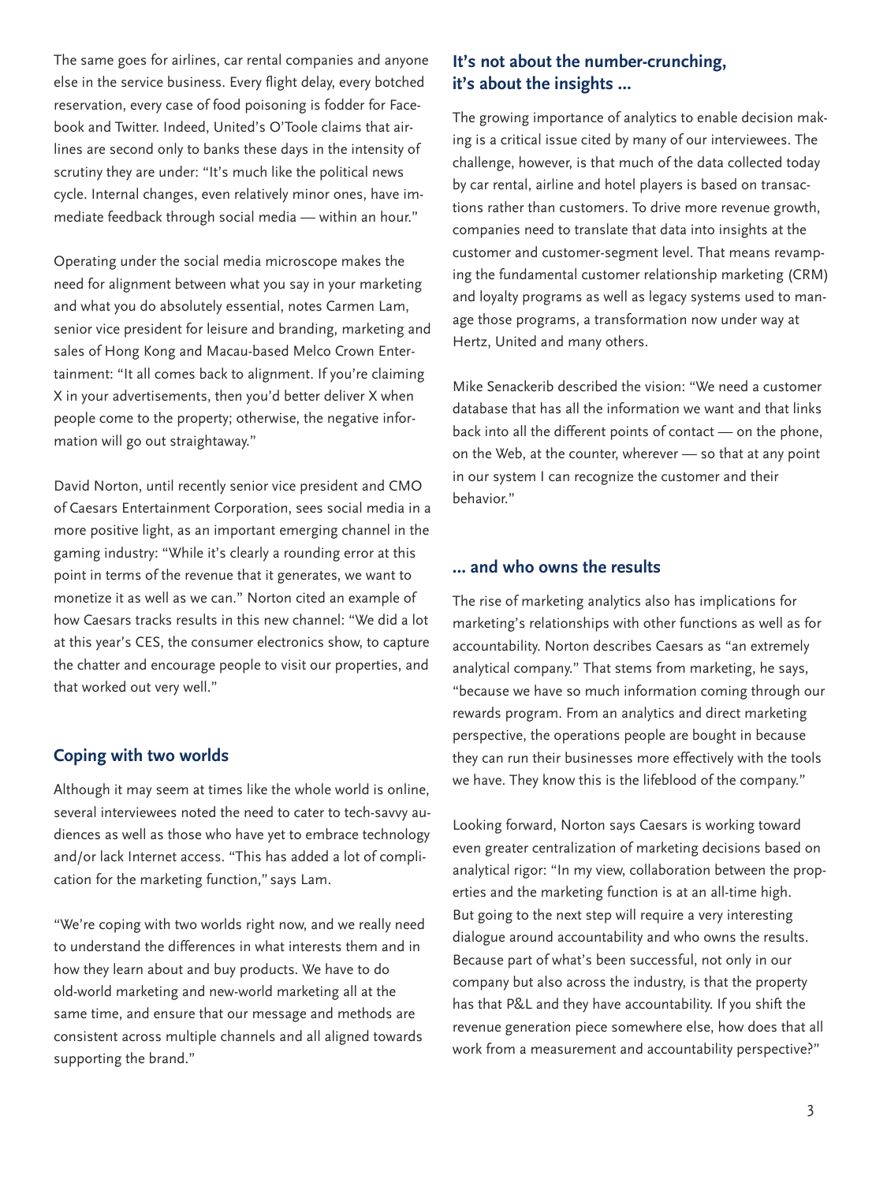The same goes for airlines, car rental companies and anyone else in the service business. Every flight delay, every botched reservation, every case of food poisoning is fodder for Facebook and Twitter. Indeed, United's O'Toole claims that airlines are second only to banks these days in the intensity of scrutiny they are under: "It's much like the political news cycle. Internal changes, even relatively minor ones, have immediate feedback through social media — within an hour."

Operating under the social media microscope makes the need for alignment between what you say in your marketing and what you do absolutely essential, notes Carmen Lam, senior vice president for leisure and branding, marketing and sales of Hong Kong and Macau-based Melco Crown Entertainment: "It all comes back to alignment. If you're claiming X in your advertisements, then you'd better deliver X when people come to the property; otherwise, the negative information will go out straightaway."

David Norton, until recently senior vice president and CMO of Caesars Entertainment Corporation, sees social media in a more positive light, as an important emerging channel in the gaming industry: "While it's clearly a rounding error at this point in terms of the revenue that it generates, we want to monetize it as well as we can." Norton cited an example of how Caesars tracks results in this new channel: "We did a lot at this year's CES, the consumer electronics show, to capture the chatter and encourage people to visit our properties, and that worked out very well."

## Coping with two worlds

Although it may seem at times like the whole world is online, several interviewees noted the need to cater to tech-savvy audiences as well as those who have yet to embrace technology and/or lack Internet access. "This has added a lot of complication for the marketing function," says Lam.

"We're coping with two worlds right now, and we really need to understand the differences in what interests them and in how they learn about and buy products. We have to do old-world marketing and new-world marketing all at the same time, and ensure that our message and methods are consistent across multiple channels and all aligned towards supporting the brand."

## It's not about the number-crunching, it's about the insights ...

The growing importance of analytics to enable decision making is a critical issue cited by many of our interviewees. The challenge, however, is that much of the data collected today by car rental, airline and hotel players is based on transactions rather than customers. To drive more revenue growth, companies need to translate that data into insights at the customer and customer-segment level. That means revamping the fundamental customer relationship marketing (CRM) and loyalty programs as well as legacy systems used to manage those programs, a transformation now under way at Hertz, United and many others.

Mike Senackerib described the vision: "We need a customer database that has all the information we want and that links back into all the different points of contact — on the phone, on the Web, at the counter, wherever — so that at any point in our system I can recognize the customer and their behavior."

## ... and who owns the results

The rise of marketing analytics also has implications for marketing's relationships with other functions as well as for accountability. Norton describes Caesars as "an extremely analytical company." That stems from marketing, he says, "because we have so much information coming through our rewards program. From an analytics and direct marketing perspective, the operations people are bought in because they can run their businesses more effectively with the tools we have. They know this is the lifeblood of the company."

Looking forward, Norton says Caesars is working toward even greater centralization of marketing decisions based on analytical rigor: "In my view, collaboration between the properties and the marketing function is at an all-time high. But going to the next step will require a very interesting dialogue around accountability and who owns the results. Because part of what's been successful, not only in our company but also across the industry, is that the property has that P&L and they have accountability. If you shift the revenue generation piece somewhere else, how does that all work from a measurement and accountability perspective?"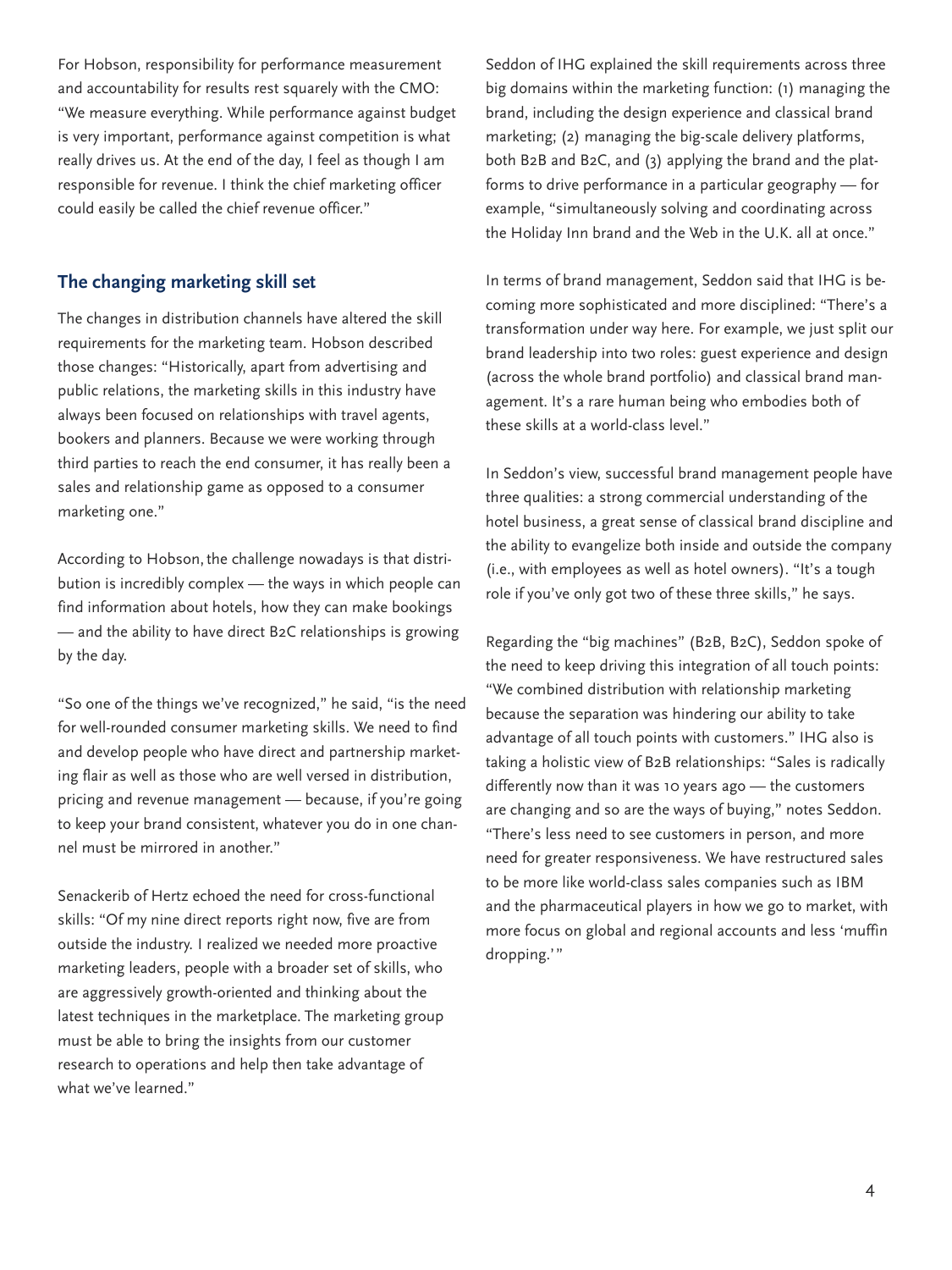For Hobson, responsibility for performance measurement and accountability for results rest squarely with the CMO: "We measure everything. While performance against budget is very important, performance against competition is what really drives us. At the end of the day, I feel as though I am responsible for revenue. I think the chief marketing officer could easily be called the chief revenue officer."

## The changing marketing skill set

The changes in distribution channels have altered the skill requirements for the marketing team. Hobson described those changes: "Historically, apart from advertising and public relations, the marketing skills in this industry have always been focused on relationships with travel agents, bookers and planners. Because we were working through third parties to reach the end consumer, it has really been a sales and relationship game as opposed to a consumer marketing one."

According to Hobson, the challenge nowadays is that distribution is incredibly complex — the ways in which people can find information about hotels, how they can make bookings — and the ability to have direct B2C relationships is growing by the day.

"So one of the things we've recognized," he said, "is the need for well-rounded consumer marketing skills. We need to find and develop people who have direct and partnership marketing flair as well as those who are well versed in distribution, pricing and revenue management — because, if you're going to keep your brand consistent, whatever you do in one channel must be mirrored in another."

Senackerib of Hertz echoed the need for cross-functional skills: "Of my nine direct reports right now, five are from outside the industry. I realized we needed more proactive marketing leaders, people with a broader set of skills, who are aggressively growth-oriented and thinking about the latest techniques in the marketplace. The marketing group must be able to bring the insights from our customer research to operations and help then take advantage of what we've learned."

Seddon of IHG explained the skill requirements across three big domains within the marketing function: (1) managing the brand, including the design experience and classical brand marketing; (2) managing the big-scale delivery platforms, both B2B and B2C, and (3) applying the brand and the platforms to drive performance in a particular geography — for example, "simultaneously solving and coordinating across the Holiday Inn brand and the Web in the U.K. all at once."

In terms of brand management, Seddon said that IHG is becoming more sophisticated and more disciplined: "There's a transformation under way here. For example, we just split our brand leadership into two roles: guest experience and design (across the whole brand portfolio) and classical brand management. It's a rare human being who embodies both of these skills at a world-class level."

In Seddon's view, successful brand management people have three qualities: a strong commercial understanding of the hotel business, a great sense of classical brand discipline and the ability to evangelize both inside and outside the company (i.e., with employees as well as hotel owners). "It's a tough role if you've only got two of these three skills," he says.

Regarding the "big machines" (B2B, B2C), Seddon spoke of the need to keep driving this integration of all touch points: "We combined distribution with relationship marketing because the separation was hindering our ability to take advantage of all touch points with customers." IHG also is taking a holistic view of B2B relationships: "Sales is radically differently now than it was 10 years ago — the customers are changing and so are the ways of buying," notes Seddon. "There's less need to see customers in person, and more need for greater responsiveness. We have restructured sales to be more like world-class sales companies such as IBM and the pharmaceutical players in how we go to market, with more focus on global and regional accounts and less 'muffin dropping.'"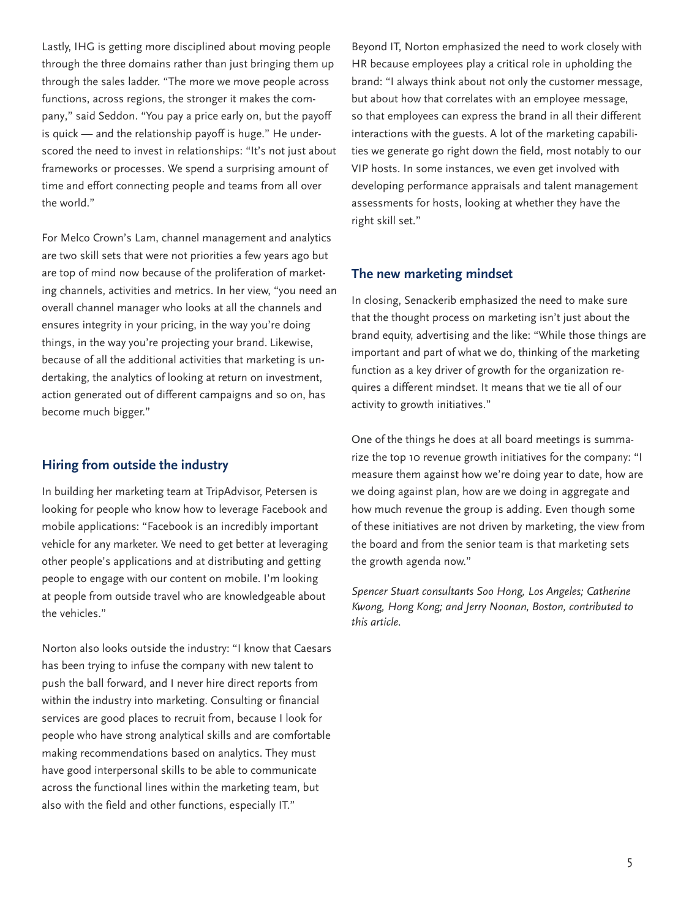Lastly, IHG is getting more disciplined about moving people through the three domains rather than just bringing them up through the sales ladder. "The more we move people across functions, across regions, the stronger it makes the company," said Seddon. "You pay a price early on, but the payoff is quick — and the relationship payoff is huge." He underscored the need to invest in relationships: "It's not just about frameworks or processes. We spend a surprising amount of time and effort connecting people and teams from all over the world."

For Melco Crown's Lam, channel management and analytics are two skill sets that were not priorities a few years ago but are top of mind now because of the proliferation of marketing channels, activities and metrics. In her view, "you need an overall channel manager who looks at all the channels and ensures integrity in your pricing, in the way you're doing things, in the way you're projecting your brand. Likewise, because of all the additional activities that marketing is undertaking, the analytics of looking at return on investment, action generated out of different campaigns and so on, has become much bigger."

## Hiring from outside the industry

In building her marketing team at TripAdvisor, Petersen is looking for people who know how to leverage Facebook and mobile applications: "Facebook is an incredibly important vehicle for any marketer. We need to get better at leveraging other people's applications and at distributing and getting people to engage with our content on mobile. I'm looking at people from outside travel who are knowledgeable about the vehicles."

Norton also looks outside the industry: "I know that Caesars has been trying to infuse the company with new talent to push the ball forward, and I never hire direct reports from within the industry into marketing. Consulting or financial services are good places to recruit from, because I look for people who have strong analytical skills and are comfortable making recommendations based on analytics. They must have good interpersonal skills to be able to communicate across the functional lines within the marketing team, but also with the field and other functions, especially IT."

Beyond IT, Norton emphasized the need to work closely with HR because employees play a critical role in upholding the brand: "I always think about not only the customer message, but about how that correlates with an employee message, so that employees can express the brand in all their different interactions with the guests. A lot of the marketing capabilities we generate go right down the field, most notably to our VIP hosts. In some instances, we even get involved with developing performance appraisals and talent management assessments for hosts, looking at whether they have the right skill set."

## The new marketing mindset

In closing, Senackerib emphasized the need to make sure that the thought process on marketing isn't just about the brand equity, advertising and the like: "While those things are important and part of what we do, thinking of the marketing function as a key driver of growth for the organization requires a different mindset. It means that we tie all of our activity to growth initiatives."

One of the things he does at all board meetings is summarize the top 10 revenue growth initiatives for the company: "I measure them against how we're doing year to date, how are we doing against plan, how are we doing in aggregate and how much revenue the group is adding. Even though some of these initiatives are not driven by marketing, the view from the board and from the senior team is that marketing sets the growth agenda now."

*Spencer Stuart consultants Soo Hong, Los Angeles; Catherine Kwong, Hong Kong; and Jerry Noonan, Boston, contributed to this article.*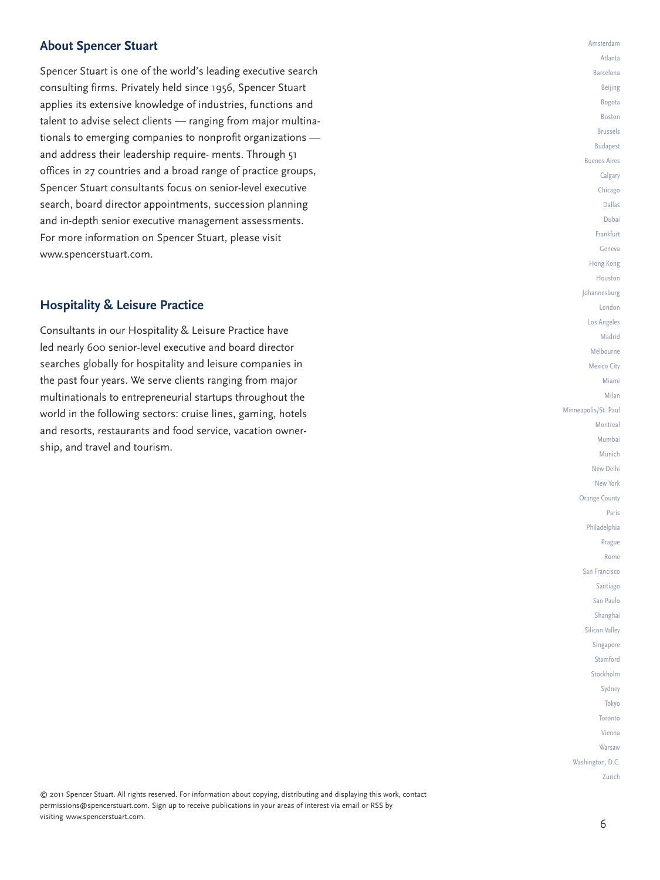## About Spencer Stuart

Spencer Stuart is one of the world's leading executive search consulting firms. Privately held since 1956, Spencer Stuart applies its extensive knowledge of industries, functions and talent to advise select clients — ranging from major multinationals to emerging companies to nonprofit organizations — and address their leadership require- ments. Through 51 offices in 27 countries and a broad range of practice groups, Spencer Stuart consultants focus on senior-level executive search, board director appointments, succession planning and in-depth senior executive management assessments. For more information on Spencer Stuart, please visit www.spencerstuart.com.

## Hospitality & Leisure Practice

Consultants in our Hospitality & Leisure Practice have led nearly 600 senior-level executive and board director searches globally for hospitality and leisure companies in the past four years. We serve clients ranging from major multinationals to entrepreneurial startups throughout the world in the following sectors: cruise lines, gaming, hotels and resorts, restaurants and food service, vacation ownership, and travel and tourism.

Amsterdam
Atlanta
Barcelona
Beijing
Bogota
Boston
Brussels
Budapest
Buenos Aires
Calgary
Chicago
Dallas
Dubai
Frankfurt
Geneva
Hong Kong
Houston
Johannesburg
London
Los Angeles
Madrid
Melbourne
Mexico City
Miami
Milan
Minneapolis/St. Paul
Montreal
Mumbai
Munich
New Delhi
New York
Orange County
Paris
Philadelphia
Prague
Rome
San Francisco
Santiago
Sao Paulo
Shanghai
Silicon Valley
Singapore
Stamford
Stockholm
Sydney
Tokyo
Toronto
Vienna
Warsaw
Washington, D.C.
Zurich

© 2011 Spencer Stuart. All rights reserved. For information about copying, distributing and displaying this work, contact permissions@spencerstuart.com. Sign up to receive publications in your areas of interest via email or RSS by visiting www.spencerstuart.com.